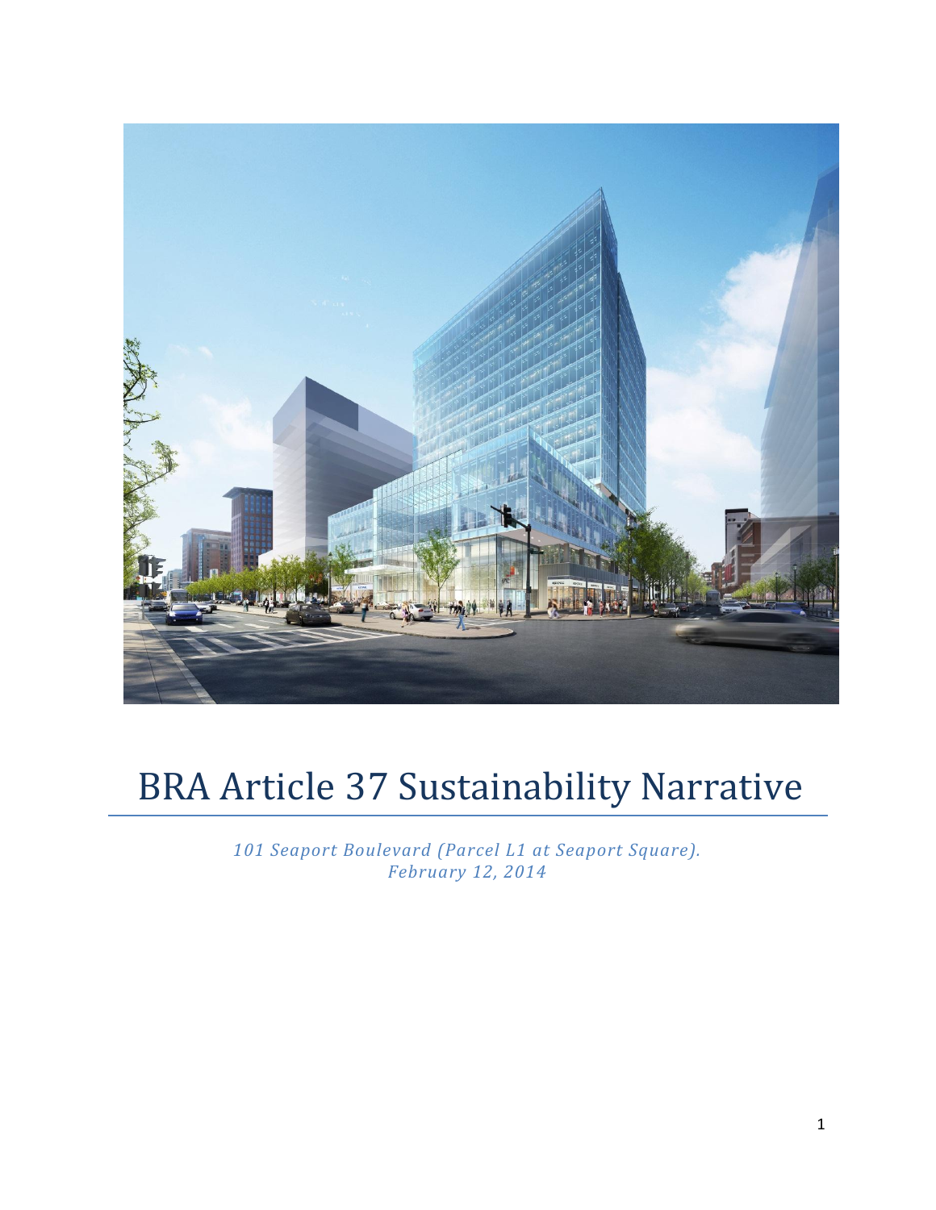# BRA Article 37 Sustainability Narrative

*101 Seaport Boulevard (Parcel L1 at Seaport Square).*
*February 12, 2014*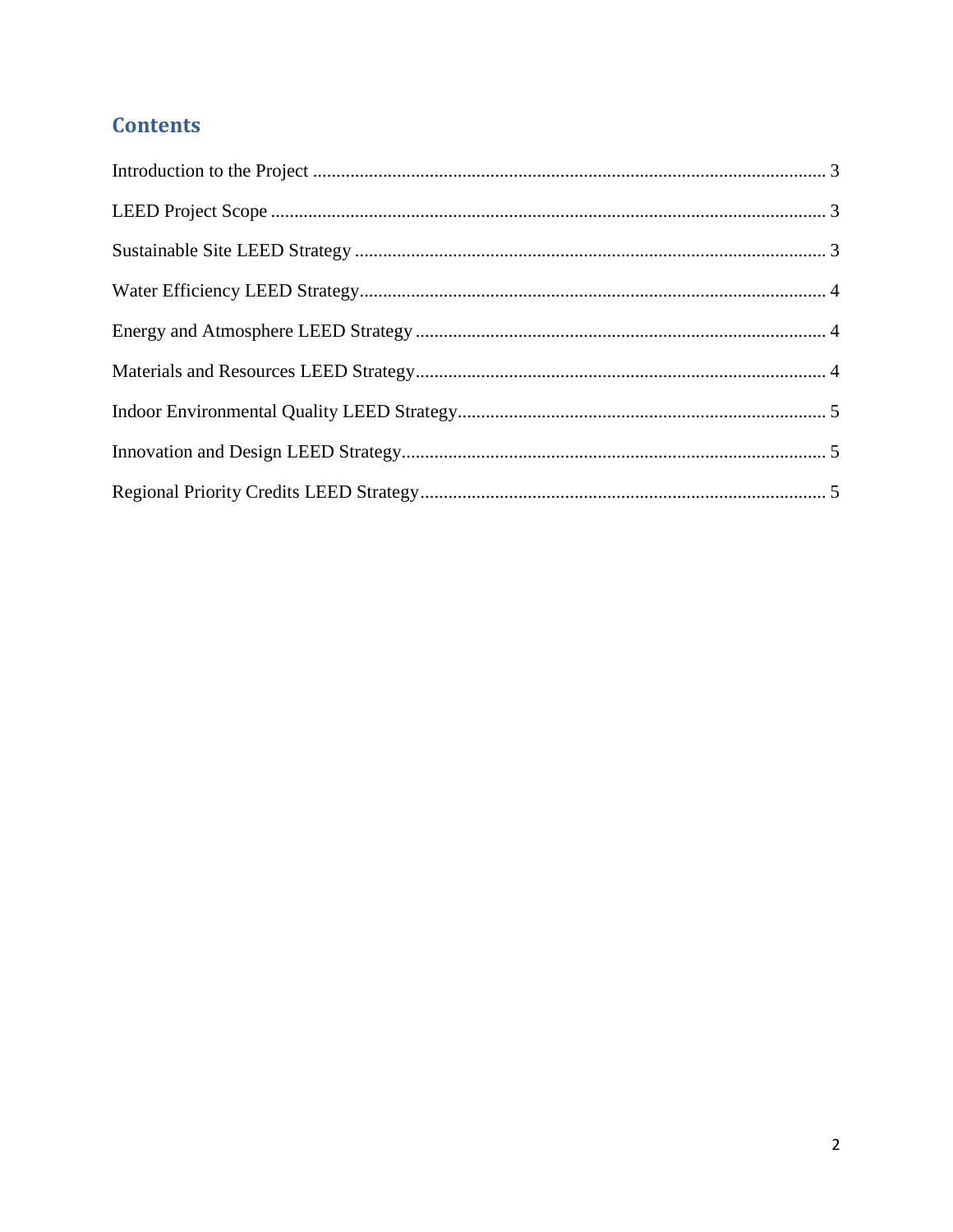# Contents

Introduction to the Project ..................................................... 3

LEED Project Scope ..................................................... 3

Sustainable Site LEED Strategy ..................................................... 3

Water Efficiency LEED Strategy..................................................... 4

Energy and Atmosphere LEED Strategy ..................................................... 4

Materials and Resources LEED Strategy..................................................... 4

Indoor Environmental Quality LEED Strategy..................................................... 5

Innovation and Design LEED Strategy..................................................... 5

Regional Priority Credits LEED Strategy..................................................... 5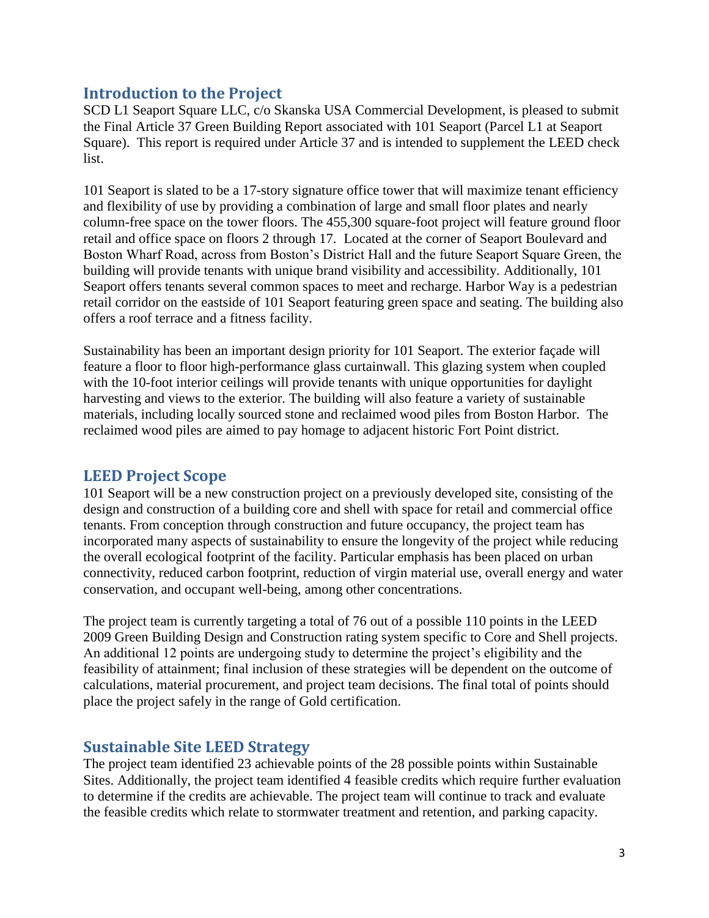## Introduction to the Project

SCD L1 Seaport Square LLC, c/o Skanska USA Commercial Development, is pleased to submit the Final Article 37 Green Building Report associated with 101 Seaport (Parcel L1 at Seaport Square). This report is required under Article 37 and is intended to supplement the LEED check list.

101 Seaport is slated to be a 17-story signature office tower that will maximize tenant efficiency and flexibility of use by providing a combination of large and small floor plates and nearly column-free space on the tower floors. The 455,300 square-foot project will feature ground floor retail and office space on floors 2 through 17. Located at the corner of Seaport Boulevard and Boston Wharf Road, across from Boston's District Hall and the future Seaport Square Green, the building will provide tenants with unique brand visibility and accessibility. Additionally, 101 Seaport offers tenants several common spaces to meet and recharge. Harbor Way is a pedestrian retail corridor on the eastside of 101 Seaport featuring green space and seating. The building also offers a roof terrace and a fitness facility.

Sustainability has been an important design priority for 101 Seaport. The exterior façade will feature a floor to floor high-performance glass curtainwall. This glazing system when coupled with the 10-foot interior ceilings will provide tenants with unique opportunities for daylight harvesting and views to the exterior. The building will also feature a variety of sustainable materials, including locally sourced stone and reclaimed wood piles from Boston Harbor. The reclaimed wood piles are aimed to pay homage to adjacent historic Fort Point district.

## LEED Project Scope

101 Seaport will be a new construction project on a previously developed site, consisting of the design and construction of a building core and shell with space for retail and commercial office tenants. From conception through construction and future occupancy, the project team has incorporated many aspects of sustainability to ensure the longevity of the project while reducing the overall ecological footprint of the facility. Particular emphasis has been placed on urban connectivity, reduced carbon footprint, reduction of virgin material use, overall energy and water conservation, and occupant well-being, among other concentrations.

The project team is currently targeting a total of 76 out of a possible 110 points in the LEED 2009 Green Building Design and Construction rating system specific to Core and Shell projects. An additional 12 points are undergoing study to determine the project's eligibility and the feasibility of attainment; final inclusion of these strategies will be dependent on the outcome of calculations, material procurement, and project team decisions. The final total of points should place the project safely in the range of Gold certification.

## Sustainable Site LEED Strategy

The project team identified 23 achievable points of the 28 possible points within Sustainable Sites. Additionally, the project team identified 4 feasible credits which require further evaluation to determine if the credits are achievable. The project team will continue to track and evaluate the feasible credits which relate to stormwater treatment and retention, and parking capacity.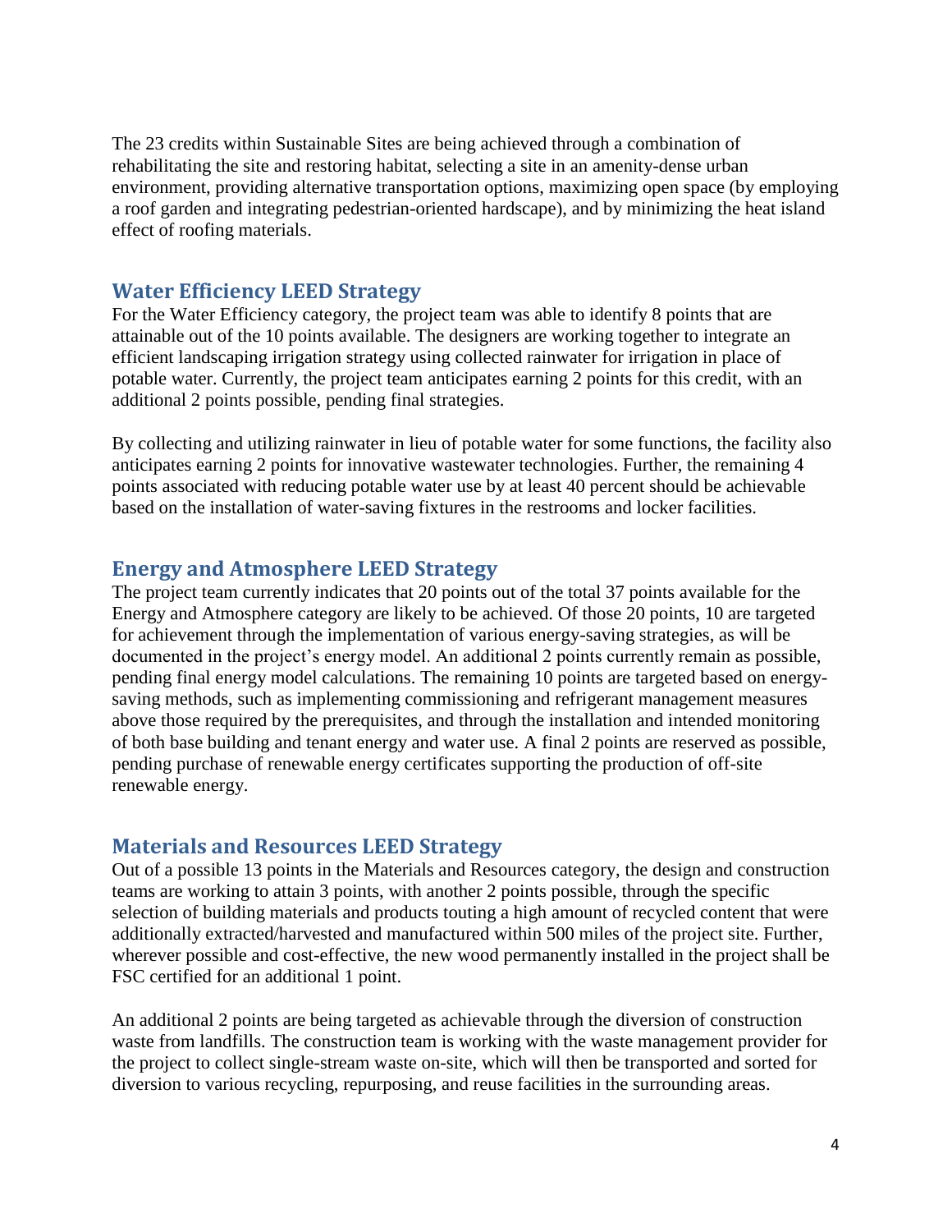The 23 credits within Sustainable Sites are being achieved through a combination of rehabilitating the site and restoring habitat, selecting a site in an amenity-dense urban environment, providing alternative transportation options, maximizing open space (by employing a roof garden and integrating pedestrian-oriented hardscape), and by minimizing the heat island effect of roofing materials.

## Water Efficiency LEED Strategy

For the Water Efficiency category, the project team was able to identify 8 points that are attainable out of the 10 points available. The designers are working together to integrate an efficient landscaping irrigation strategy using collected rainwater for irrigation in place of potable water. Currently, the project team anticipates earning 2 points for this credit, with an additional 2 points possible, pending final strategies.

By collecting and utilizing rainwater in lieu of potable water for some functions, the facility also anticipates earning 2 points for innovative wastewater technologies. Further, the remaining 4 points associated with reducing potable water use by at least 40 percent should be achievable based on the installation of water-saving fixtures in the restrooms and locker facilities.

## Energy and Atmosphere LEED Strategy

The project team currently indicates that 20 points out of the total 37 points available for the Energy and Atmosphere category are likely to be achieved. Of those 20 points, 10 are targeted for achievement through the implementation of various energy-saving strategies, as will be documented in the project's energy model. An additional 2 points currently remain as possible, pending final energy model calculations. The remaining 10 points are targeted based on energy-saving methods, such as implementing commissioning and refrigerant management measures above those required by the prerequisites, and through the installation and intended monitoring of both base building and tenant energy and water use. A final 2 points are reserved as possible, pending purchase of renewable energy certificates supporting the production of off-site renewable energy.

## Materials and Resources LEED Strategy

Out of a possible 13 points in the Materials and Resources category, the design and construction teams are working to attain 3 points, with another 2 points possible, through the specific selection of building materials and products touting a high amount of recycled content that were additionally extracted/harvested and manufactured within 500 miles of the project site. Further, wherever possible and cost-effective, the new wood permanently installed in the project shall be FSC certified for an additional 1 point.

An additional 2 points are being targeted as achievable through the diversion of construction waste from landfills. The construction team is working with the waste management provider for the project to collect single-stream waste on-site, which will then be transported and sorted for diversion to various recycling, repurposing, and reuse facilities in the surrounding areas.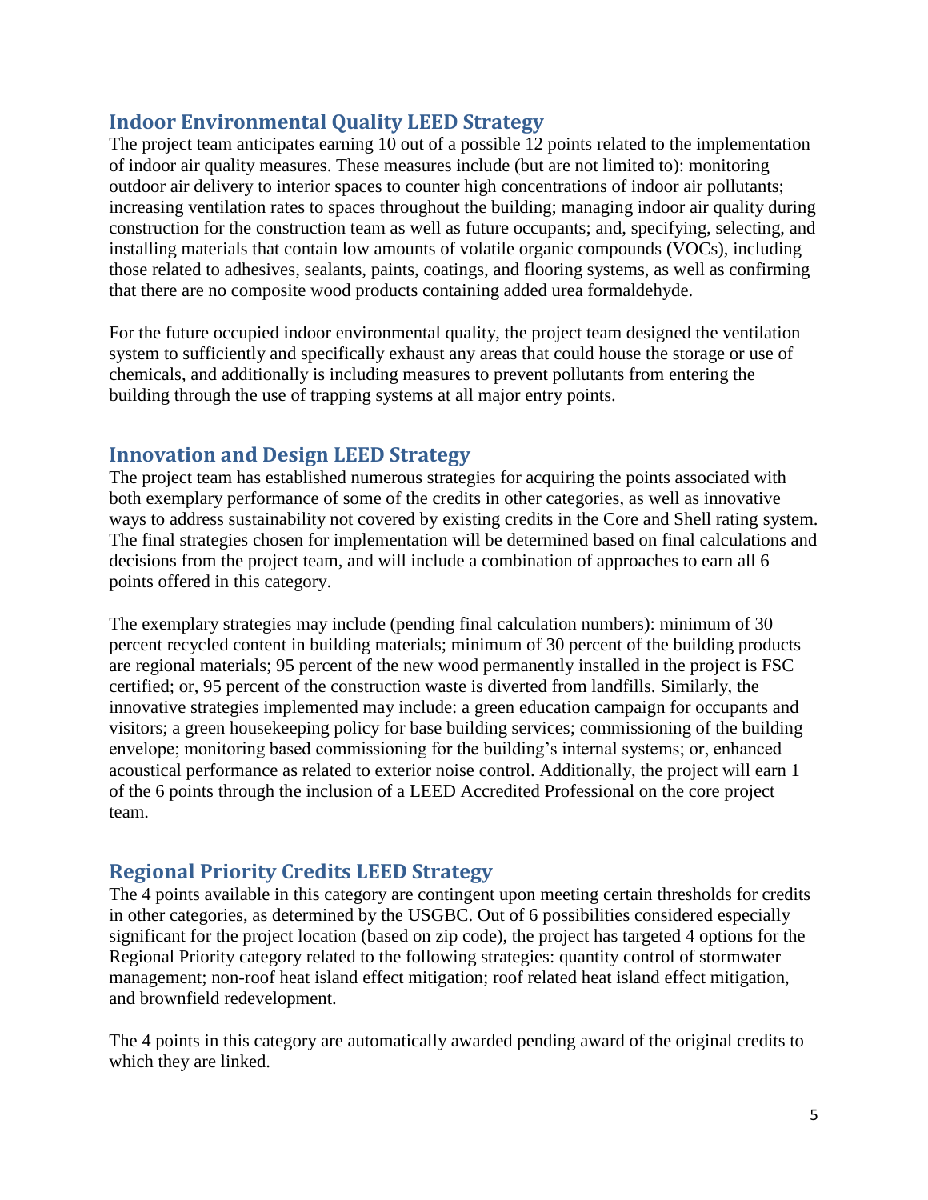## Indoor Environmental Quality LEED Strategy

The project team anticipates earning 10 out of a possible 12 points related to the implementation of indoor air quality measures. These measures include (but are not limited to): monitoring outdoor air delivery to interior spaces to counter high concentrations of indoor air pollutants; increasing ventilation rates to spaces throughout the building; managing indoor air quality during construction for the construction team as well as future occupants; and, specifying, selecting, and installing materials that contain low amounts of volatile organic compounds (VOCs), including those related to adhesives, sealants, paints, coatings, and flooring systems, as well as confirming that there are no composite wood products containing added urea formaldehyde.

For the future occupied indoor environmental quality, the project team designed the ventilation system to sufficiently and specifically exhaust any areas that could house the storage or use of chemicals, and additionally is including measures to prevent pollutants from entering the building through the use of trapping systems at all major entry points.

## Innovation and Design LEED Strategy

The project team has established numerous strategies for acquiring the points associated with both exemplary performance of some of the credits in other categories, as well as innovative ways to address sustainability not covered by existing credits in the Core and Shell rating system. The final strategies chosen for implementation will be determined based on final calculations and decisions from the project team, and will include a combination of approaches to earn all 6 points offered in this category.

The exemplary strategies may include (pending final calculation numbers): minimum of 30 percent recycled content in building materials; minimum of 30 percent of the building products are regional materials; 95 percent of the new wood permanently installed in the project is FSC certified; or, 95 percent of the construction waste is diverted from landfills. Similarly, the innovative strategies implemented may include: a green education campaign for occupants and visitors; a green housekeeping policy for base building services; commissioning of the building envelope; monitoring based commissioning for the building's internal systems; or, enhanced acoustical performance as related to exterior noise control. Additionally, the project will earn 1 of the 6 points through the inclusion of a LEED Accredited Professional on the core project team.

## Regional Priority Credits LEED Strategy

The 4 points available in this category are contingent upon meeting certain thresholds for credits in other categories, as determined by the USGBC. Out of 6 possibilities considered especially significant for the project location (based on zip code), the project has targeted 4 options for the Regional Priority category related to the following strategies: quantity control of stormwater management; non-roof heat island effect mitigation; roof related heat island effect mitigation, and brownfield redevelopment.

The 4 points in this category are automatically awarded pending award of the original credits to which they are linked.